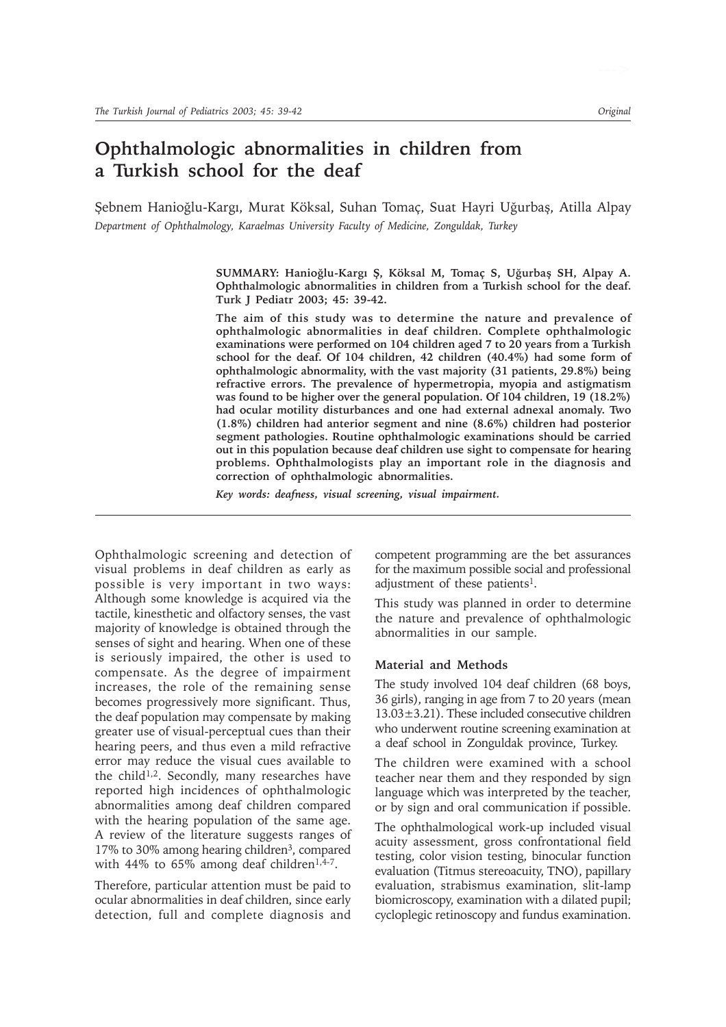# Ophthalmologic abnormalities in children from a Turkish school for the deaf

Şebnem Hanioğlu-Kargı, Murat Köksal, Suhan Tomaç, Suat Hayri Uğurbaş, Atilla Alpay

*Department of Ophthalmology, Karaelmas University Faculty of Medicine, Zonguldak, Turkey*

**SUMMARY: Hanioğlu-Kargı Ş, Köksal M, Tomaç S, Uğurbaş SH, Alpay A. Ophthalmologic abnormalities in children from a Turkish school for the deaf. Turk J Pediatr 2003; 45: 39-42.**

**The aim of this study was to determine the nature and prevalence of ophthalmologic abnormalities in deaf children. Complete ophthalmologic examinations were performed on 104 children aged 7 to 20 years from a Turkish school for the deaf. Of 104 children, 42 children (40.4%) had some form of ophthalmologic abnormality, with the vast majority (31 patients, 29.8%) being refractive errors. The prevalence of hypermetropia, myopia and astigmatism was found to be higher over the general population. Of 104 children, 19 (18.2%) had ocular motility disturbances and one had external adnexal anomaly. Two (1.8%) children had anterior segment and nine (8.6%) children had posterior segment pathologies. Routine ophthalmologic examinations should be carried out in this population because deaf children use sight to compensate for hearing problems. Ophthalmologists play an important role in the diagnosis and correction of ophthalmologic abnormalities.**

***Key words: deafness, visual screening, visual impairment.***

Ophthalmologic screening and detection of visual problems in deaf children as early as possible is very important in two ways: Although some knowledge is acquired via the tactile, kinesthetic and olfactory senses, the vast majority of knowledge is obtained through the senses of sight and hearing. When one of these is seriously impaired, the other is used to compensate. As the degree of impairment increases, the role of the remaining sense becomes progressively more significant. Thus, the deaf population may compensate by making greater use of visual-perceptual cues than their hearing peers, and thus even a mild refractive error may reduce the visual cues available to the child[1,2]. Secondly, many researches have reported high incidences of ophthalmologic abnormalities among deaf children compared with the hearing population of the same age. A review of the literature suggests ranges of 17% to 30% among hearing children[3], compared with 44% to 65% among deaf children[1,4-7].

Therefore, particular attention must be paid to ocular abnormalities in deaf children, since early detection, full and complete diagnosis and competent programming are the bet assurances for the maximum possible social and professional adjustment of these patients[1].

This study was planned in order to determine the nature and prevalence of ophthalmologic abnormalities in our sample.

## Material and Methods

The study involved 104 deaf children (68 boys, 36 girls), ranging in age from 7 to 20 years (mean 13.03±3.21). These included consecutive children who underwent routine screening examination at a deaf school in Zonguldak province, Turkey.

The children were examined with a school teacher near them and they responded by sign language which was interpreted by the teacher, or by sign and oral communication if possible.

The ophthalmological work-up included visual acuity assessment, gross confrontational field testing, color vision testing, binocular function evaluation (Titmus stereoacuity, TNO), papillary evaluation, strabismus examination, slit-lamp biomicroscopy, examination with a dilated pupil; cycloplegic retinoscopy and fundus examination.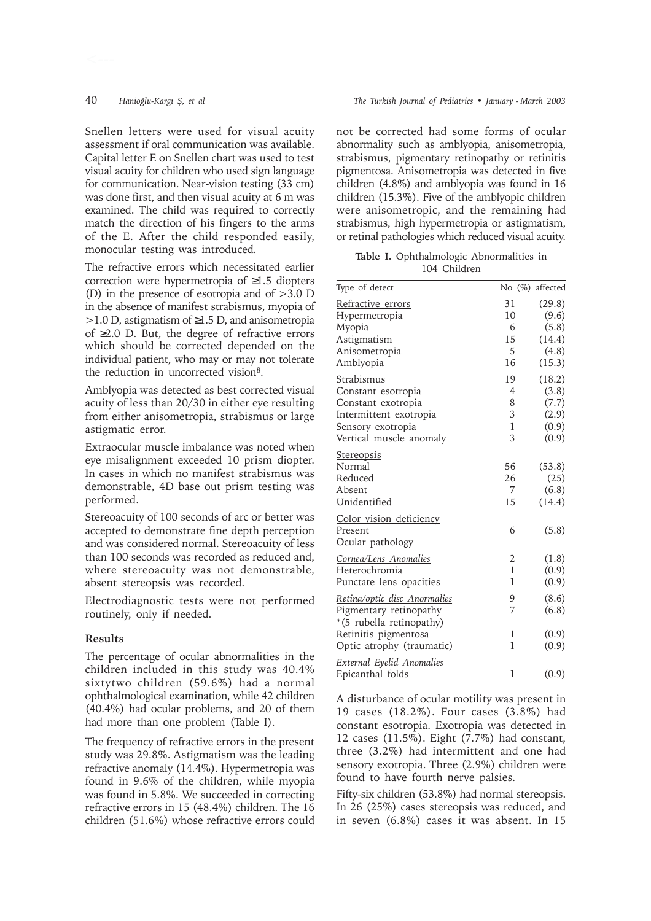Snellen letters were used for visual acuity assessment if oral communication was available. Capital letter E on Snellen chart was used to test visual acuity for children who used sign language for communication. Near-vision testing (33 cm) was done first, and then visual acuity at 6 m was examined. The child was required to correctly match the direction of his fingers to the arms of the E. After the child responded easily, monocular testing was introduced.

The refractive errors which necessitated earlier correction were hypermetropia of ≥1.5 diopters (D) in the presence of esotropia and of >3.0 D in the absence of manifest strabismus, myopia of >1.0 D, astigmatism of ≥1.5 D, and anisometropia of ≥2.0 D. But, the degree of refractive errors which should be corrected depended on the individual patient, who may or may not tolerate the reduction in uncorrected vision[8].

Amblyopia was detected as best corrected visual acuity of less than 20/30 in either eye resulting from either anisometropia, strabismus or large astigmatic error.

Extraocular muscle imbalance was noted when eye misalignment exceeded 10 prism diopter. In cases in which no manifest strabismus was demonstrable, 4D base out prism testing was performed.

Stereoacuity of 100 seconds of arc or better was accepted to demonstrate fine depth perception and was considered normal. Stereoacuity of less than 100 seconds was recorded as reduced and, where stereoacuity was not demonstrable, absent stereopsis was recorded.

Electrodiagnostic tests were not performed routinely, only if needed.

## Results

The percentage of ocular abnormalities in the children included in this study was 40.4% sixtytwo children (59.6%) had a normal ophthalmological examination, while 42 children (40.4%) had ocular problems, and 20 of them had more than one problem (Table I).

The frequency of refractive errors in the present study was 29.8%. Astigmatism was the leading refractive anomaly (14.4%). Hypermetropia was found in 9.6% of the children, while myopia was found in 5.8%. We succeeded in correcting refractive errors in 15 (48.4%) children. The 16 children (51.6%) whose refractive errors could not be corrected had some forms of ocular abnormality such as amblyopia, anisometropia, strabismus, pigmentary retinopathy or retinitis pigmentosa. Anisometropia was detected in five children (4.8%) and amblyopia was found in 16 children (15.3%). Five of the amblyopic children were anisometropic, and the remaining had strabismus, high hypermetropia or astigmatism, or retinal pathologies which reduced visual acuity.

**Table I.** Ophthalmologic Abnormalities in 104 Children

| Type of detect | No | (%) affected |
|---|---|---|
| Refractive errors | 31 | (29.8) |
| Hypermetropia | 10 | (9.6) |
| Myopia | 6 | (5.8) |
| Astigmatism | 15 | (14.4) |
| Anisometropia | 5 | (4.8) |
| Amblyopia | 16 | (15.3) |
| Strabismus | 19 | (18.2) |
| Constant esotropia | 4 | (3.8) |
| Constant exotropia | 8 | (7.7) |
| Intermittent exotropia | 3 | (2.9) |
| Sensory exotropia | 1 | (0.9) |
| Vertical muscle anomaly | 3 | (0.9) |
| Stereopsis | | |
| Normal | 56 | (53.8) |
| Reduced | 26 | (25) |
| Absent | 7 | (6.8) |
| Unidentified | 15 | (14.4) |
| Color vision deficiency | | |
| Present | 6 | (5.8) |
| Ocular pathology | | |
| *Cornea/Lens Anomalies* | 2 | (1.8) |
| Heterochromia | 1 | (0.9) |
| Punctate lens opacities | 1 | (0.9) |
| *Retina/optic disc Anormalies* | 9 | (8.6) |
| Pigmentary retinopathy *(5 rubella retinopathy) | 7 | (6.8) |
| Retinitis pigmentosa | 1 | (0.9) |
| Optic atrophy (traumatic) | 1 | (0.9) |
| *External Eyelid Anomalies* | | |
| Epicanthal folds | 1 | (0.9) |

A disturbance of ocular motility was present in 19 cases (18.2%). Four cases (3.8%) had constant esotropia. Exotropia was detected in 12 cases (11.5%). Eight (7.7%) had constant, three (3.2%) had intermittent and one had sensory exotropia. Three (2.9%) children were found to have fourth nerve palsies.

Fifty-six children (53.8%) had normal stereopsis. In 26 (25%) cases stereopsis was reduced, and in seven (6.8%) cases it was absent. In 15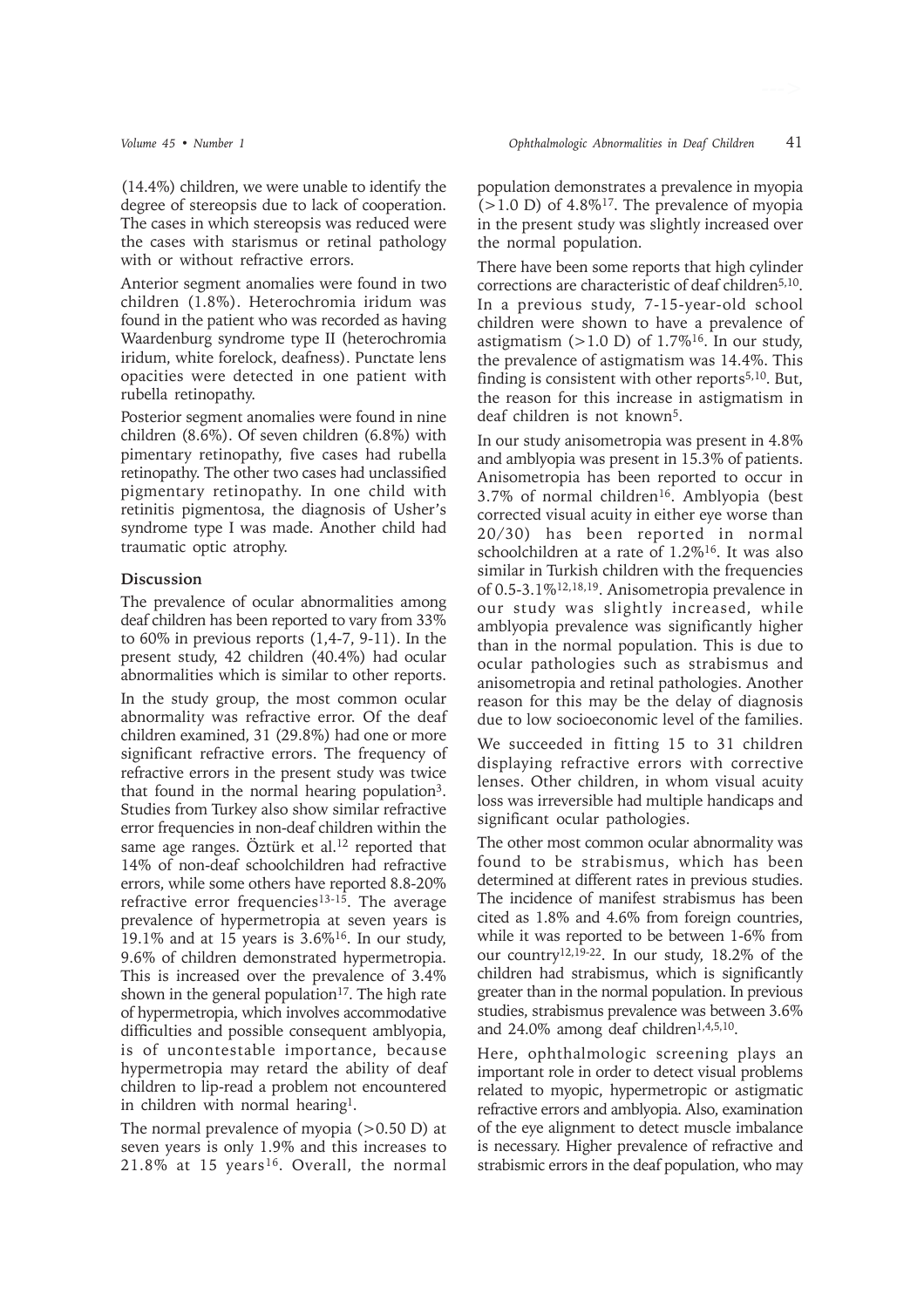(14.4%) children, we were unable to identify the degree of stereopsis due to lack of cooperation. The cases in which stereopsis was reduced were the cases with starismus or retinal pathology with or without refractive errors.

Anterior segment anomalies were found in two children (1.8%). Heterochromia iridum was found in the patient who was recorded as having Waardenburg syndrome type II (heterochromia iridum, white forelock, deafness). Punctate lens opacities were detected in one patient with rubella retinopathy.

Posterior segment anomalies were found in nine children (8.6%). Of seven children (6.8%) with pimentary retinopathy, five cases had rubella retinopathy. The other two cases had unclassified pigmentary retinopathy. In one child with retinitis pigmentosa, the diagnosis of Usher's syndrome type I was made. Another child had traumatic optic atrophy.

## Discussion

The prevalence of ocular abnormalities among deaf children has been reported to vary from 33% to 60% in previous reports (1,4-7, 9-11). In the present study, 42 children (40.4%) had ocular abnormalities which is similar to other reports.

In the study group, the most common ocular abnormality was refractive error. Of the deaf children examined, 31 (29.8%) had one or more significant refractive errors. The frequency of refractive errors in the present study was twice that found in the normal hearing population[3]. Studies from Turkey also show similar refractive error frequencies in non-deaf children within the same age ranges. Öztürk et al.[12] reported that 14% of non-deaf schoolchildren had refractive errors, while some others have reported 8.8-20% refractive error frequencies[13-15]. The average prevalence of hypermetropia at seven years is 19.1% and at 15 years is 3.6%[16]. In our study, 9.6% of children demonstrated hypermetropia. This is increased over the prevalence of 3.4% shown in the general population[17]. The high rate of hypermetropia, which involves accommodative difficulties and possible consequent amblyopia, is of uncontestable importance, because hypermetropia may retard the ability of deaf children to lip-read a problem not encountered in children with normal hearing[1].

The normal prevalence of myopia (>0.50 D) at seven years is only 1.9% and this increases to 21.8% at 15 years[16]. Overall, the normal population demonstrates a prevalence in myopia (>1.0 D) of 4.8%[17]. The prevalence of myopia in the present study was slightly increased over the normal population.

There have been some reports that high cylinder corrections are characteristic of deaf children[5,10]. In a previous study, 7-15-year-old school children were shown to have a prevalence of astigmatism (>1.0 D) of 1.7%[16]. In our study, the prevalence of astigmatism was 14.4%. This finding is consistent with other reports[5,10]. But, the reason for this increase in astigmatism in deaf children is not known[5].

In our study anisometropia was present in 4.8% and amblyopia was present in 15.3% of patients. Anisometropia has been reported to occur in 3.7% of normal children[16]. Amblyopia (best corrected visual acuity in either eye worse than 20/30) has been reported in normal schoolchildren at a rate of 1.2%[16]. It was also similar in Turkish children with the frequencies of 0.5-3.1%[12,18,19]. Anisometropia prevalence in our study was slightly increased, while amblyopia prevalence was significantly higher than in the normal population. This is due to ocular pathologies such as strabismus and anisometropia and retinal pathologies. Another reason for this may be the delay of diagnosis due to low socioeconomic level of the families.

We succeeded in fitting 15 to 31 children displaying refractive errors with corrective lenses. Other children, in whom visual acuity loss was irreversible had multiple handicaps and significant ocular pathologies.

The other most common ocular abnormality was found to be strabismus, which has been determined at different rates in previous studies. The incidence of manifest strabismus has been cited as 1.8% and 4.6% from foreign countries, while it was reported to be between 1-6% from our country[12,19-22]. In our study, 18.2% of the children had strabismus, which is significantly greater than in the normal population. In previous studies, strabismus prevalence was between 3.6% and 24.0% among deaf children[1,4,5,10].

Here, ophthalmologic screening plays an important role in order to detect visual problems related to myopic, hypermetropic or astigmatic refractive errors and amblyopia. Also, examination of the eye alignment to detect muscle imbalance is necessary. Higher prevalence of refractive and strabismic errors in the deaf population, who may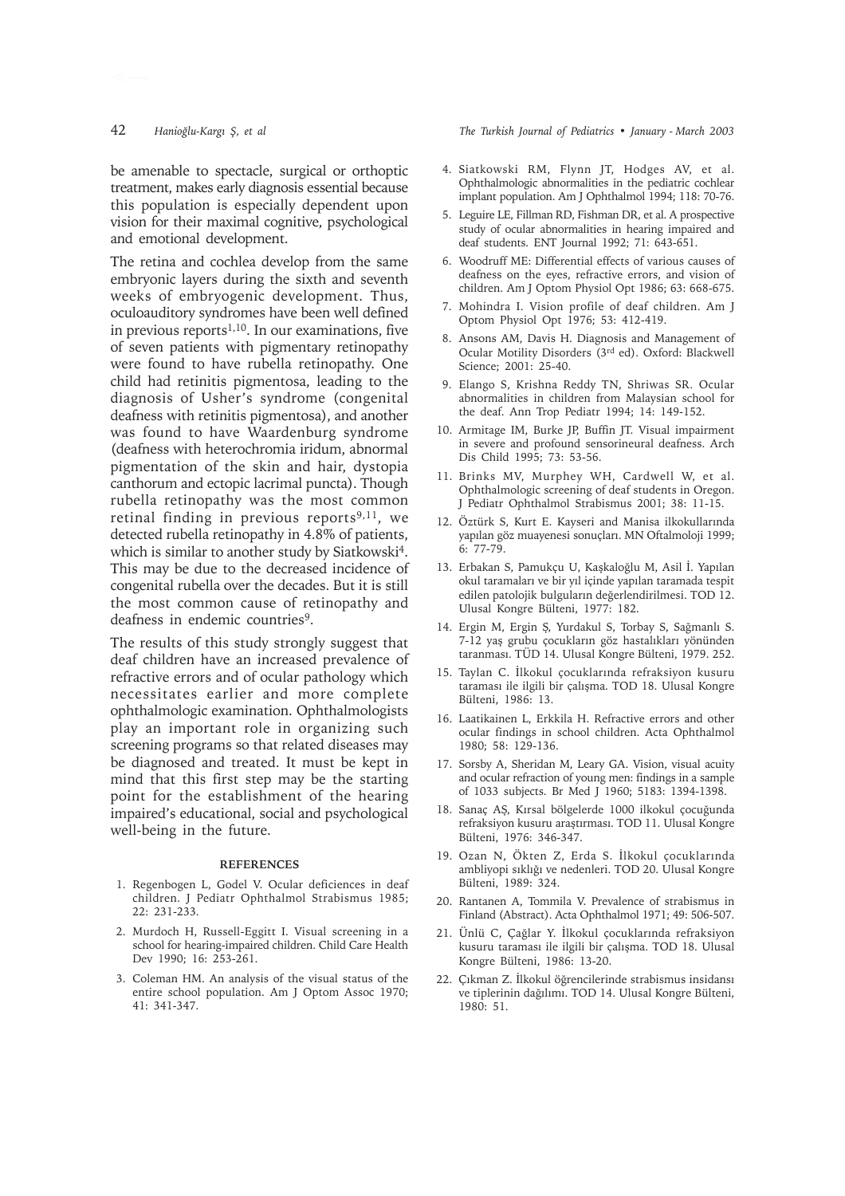be amenable to spectacle, surgical or orthoptic treatment, makes early diagnosis essential because this population is especially dependent upon vision for their maximal cognitive, psychological and emotional development.

The retina and cochlea develop from the same embryonic layers during the sixth and seventh weeks of embryogenic development. Thus, oculoauditory syndromes have been well defined in previous reports[1,10]. In our examinations, five of seven patients with pigmentary retinopathy were found to have rubella retinopathy. One child had retinitis pigmentosa, leading to the diagnosis of Usher's syndrome (congenital deafness with retinitis pigmentosa), and another was found to have Waardenburg syndrome (deafness with heterochromia iridum, abnormal pigmentation of the skin and hair, dystopia canthorum and ectopic lacrimal puncta). Though rubella retinopathy was the most common retinal finding in previous reports[9,11], we detected rubella retinopathy in 4.8% of patients, which is similar to another study by Siatkowski[4]. This may be due to the decreased incidence of congenital rubella over the decades. But it is still the most common cause of retinopathy and deafness in endemic countries[9].

The results of this study strongly suggest that deaf children have an increased prevalence of refractive errors and of ocular pathology which necessitates earlier and more complete ophthalmologic examination. Ophthalmologists play an important role in organizing such screening programs so that related diseases may be diagnosed and treated. It must be kept in mind that this first step may be the starting point for the establishment of the hearing impaired's educational, social and psychological well-being in the future.

## REFERENCES

1. Regenbogen L, Godel V. Ocular deficiences in deaf children. J Pediatr Ophthalmol Strabismus 1985; 22: 231-233.
2. Murdoch H, Russell-Eggitt I. Visual screening in a school for hearing-impaired children. Child Care Health Dev 1990; 16: 253-261.
3. Coleman HM. An analysis of the visual status of the entire school population. Am J Optom Assoc 1970; 41: 341-347.
4. Siatkowski RM, Flynn JT, Hodges AV, et al. Ophthalmologic abnormalities in the pediatric cochlear implant population. Am J Ophthalmol 1994; 118: 70-76.
5. Leguire LE, Fillman RD, Fishman DR, et al. A prospective study of ocular abnormalities in hearing impaired and deaf students. ENT Journal 1992; 71: 643-651.
6. Woodruff ME: Differential effects of various causes of deafness on the eyes, refractive errors, and vision of children. Am J Optom Physiol Opt 1986; 63: 668-675.
7. Mohindra I. Vision profile of deaf children. Am J Optom Physiol Opt 1976; 53: 412-419.
8. Ansons AM, Davis H. Diagnosis and Management of Ocular Motility Disorders (3rd ed). Oxford: Blackwell Science; 2001: 25-40.
9. Elango S, Krishna Reddy TN, Shriwas SR. Ocular abnormalities in children from Malaysian school for the deaf. Ann Trop Pediatr 1994; 14: 149-152.
10. Armitage IM, Burke JP, Buffin JT. Visual impairment in severe and profound sensorineural deafness. Arch Dis Child 1995; 73: 53-56.
11. Brinks MV, Murphey WH, Cardwell W, et al. Ophthalmologic screening of deaf students in Oregon. J Pediatr Ophthalmol Strabismus 2001; 38: 11-15.
12. Öztürk S, Kurt E. Kayseri and Manisa ilkokullarında yapılan göz muayenesi sonuçları. MN Oftalmoloji 1999; 6: 77-79.
13. Erbakan S, Pamukçu U, Kaşkaloğlu M, Asil İ. Yapılan okul taramaları ve bir yıl içinde yapılan taramada tespit edilen patolojik bulguların değerlendirilmesi. TOD 12. Ulusal Kongre Bülteni, 1977: 182.
14. Ergin M, Ergin Ş, Yurdakul S, Torbay S, Sağmanlı S. 7-12 yaş grubu çocukların göz hastalıkları yönünden taranması. TÜD 14. Ulusal Kongre Bülteni, 1979. 252.
15. Taylan C. İlkokul çocuklarında refraksiyon kusuru taraması ile ilgili bir çalışma. TOD 18. Ulusal Kongre Bülteni, 1986: 13.
16. Laatikainen L, Erkkila H. Refractive errors and other ocular findings in school children. Acta Ophthalmol 1980; 58: 129-136.
17. Sorsby A, Sheridan M, Leary GA. Vision, visual acuity and ocular refraction of young men: findings in a sample of 1033 subjects. Br Med J 1960; 5183: 1394-1398.
18. Sanaç AŞ, Kırsal bölgelerde 1000 ilkokul çocuğunda refraksiyon kusuru araştırması. TOD 11. Ulusal Kongre Bülteni, 1976: 346-347.
19. Ozan N, Ökten Z, Erda S. İlkokul çocuklarında ambliyopi sıklığı ve nedenleri. TOD 20. Ulusal Kongre Bülteni, 1989: 324.
20. Rantanen A, Tommila V. Prevalence of strabismus in Finland (Abstract). Acta Ophthalmol 1971; 49: 506-507.
21. Ünlü C, Çağlar Y. İlkokul çocuklarında refraksiyon kusuru taraması ile ilgili bir çalışma. TOD 18. Ulusal Kongre Bülteni, 1986: 13-20.
22. Çıkman Z. İlkokul öğrencilerinde strabismus insidansı ve tiplerinin dağılımı. TOD 14. Ulusal Kongre Bülteni, 1980: 51.